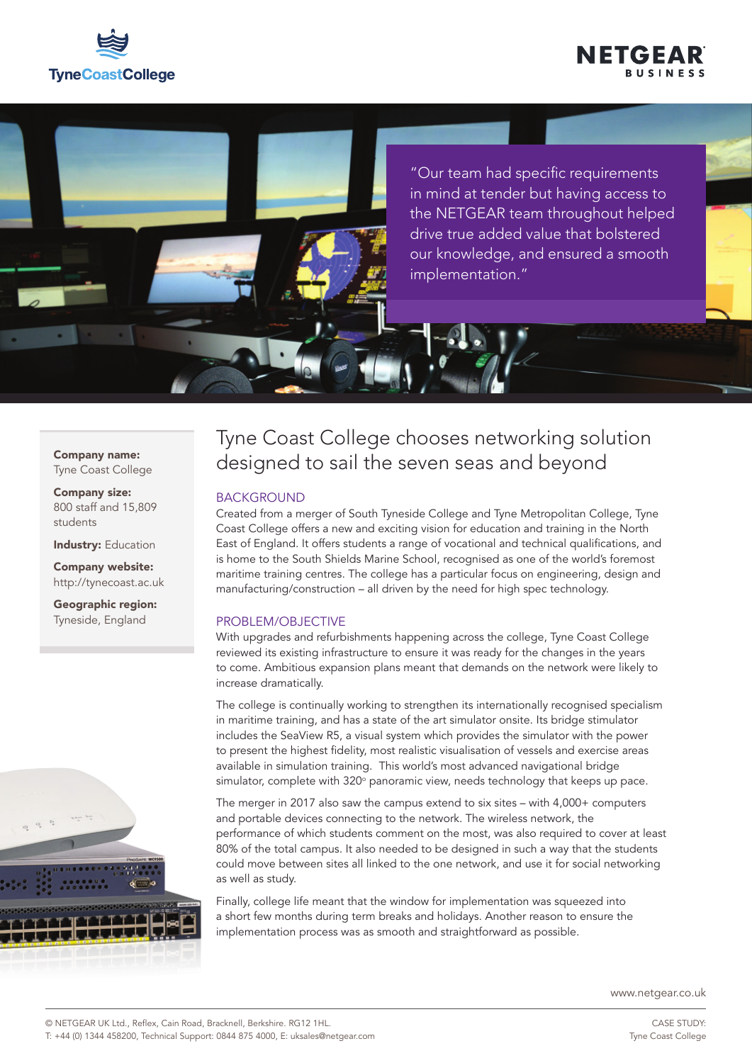TyneCoastCollege

NETGEAR BUSINESS

"Our team had specific requirements in mind at tender but having access to the NETGEAR team throughout helped drive true added value that bolstered our knowledge, and ensured a smooth implementation."

**Company name:**
Tyne Coast College

**Company size:**
800 staff and 15,809 students

**Industry:** Education

**Company website:**
http://tynecoast.ac.uk

**Geographic region:**
Tyneside, England

# Tyne Coast College chooses networking solution designed to sail the seven seas and beyond

## BACKGROUND

Created from a merger of South Tyneside College and Tyne Metropolitan College, Tyne Coast College offers a new and exciting vision for education and training in the North East of England. It offers students a range of vocational and technical qualifications, and is home to the South Shields Marine School, recognised as one of the world's foremost maritime training centres. The college has a particular focus on engineering, design and manufacturing/construction – all driven by the need for high spec technology.

## PROBLEM/OBJECTIVE

With upgrades and refurbishments happening across the college, Tyne Coast College reviewed its existing infrastructure to ensure it was ready for the changes in the years to come. Ambitious expansion plans meant that demands on the network were likely to increase dramatically.

The college is continually working to strengthen its internationally recognised specialism in maritime training, and has a state of the art simulator onsite. Its bridge stimulator includes the SeaView R5, a visual system which provides the simulator with the power to present the highest fidelity, most realistic visualisation of vessels and exercise areas available in simulation training. This world's most advanced navigational bridge simulator, complete with 320° panoramic view, needs technology that keeps up pace.

The merger in 2017 also saw the campus extend to six sites – with 4,000+ computers and portable devices connecting to the network. The wireless network, the performance of which students comment on the most, was also required to cover at least 80% of the total campus. It also needed to be designed in such a way that the students could move between sites all linked to the one network, and use it for social networking as well as study.

Finally, college life meant that the window for implementation was squeezed into a short few months during term breaks and holidays. Another reason to ensure the implementation process was as smooth and straightforward as possible.

www.netgear.co.uk

© NETGEAR UK Ltd., Reflex, Cain Road, Bracknell, Berkshire. RG12 1HL.
T: +44 (0) 1344 458200, Technical Support: 0844 875 4000, E: uksales@netgear.com

CASE STUDY:
Tyne Coast College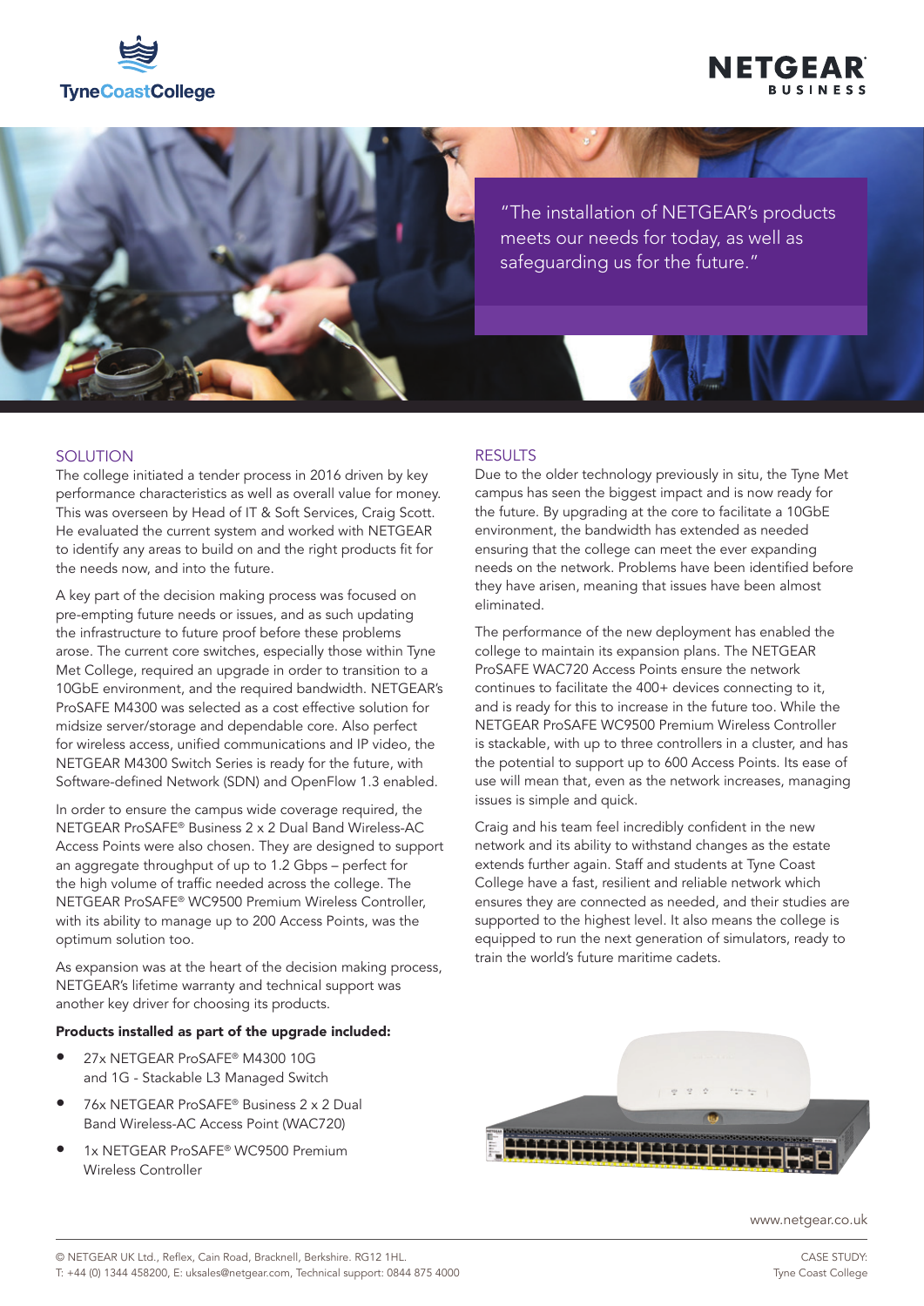Tyne Coast College

NETGEAR BUSINESS

"The installation of NETGEAR's products meets our needs for today, as well as safeguarding us for the future."

## SOLUTION

The college initiated a tender process in 2016 driven by key performance characteristics as well as overall value for money. This was overseen by Head of IT & Soft Services, Craig Scott. He evaluated the current system and worked with NETGEAR to identify any areas to build on and the right products fit for the needs now, and into the future.

A key part of the decision making process was focused on pre-empting future needs or issues, and as such updating the infrastructure to future proof before these problems arose. The current core switches, especially those within Tyne Met College, required an upgrade in order to transition to a 10GbE environment, and the required bandwidth. NETGEAR's ProSAFE M4300 was selected as a cost effective solution for midsize server/storage and dependable core. Also perfect for wireless access, unified communications and IP video, the NETGEAR M4300 Switch Series is ready for the future, with Software-defined Network (SDN) and OpenFlow 1.3 enabled.

In order to ensure the campus wide coverage required, the NETGEAR ProSAFE® Business 2 x 2 Dual Band Wireless-AC Access Points were also chosen. They are designed to support an aggregate throughput of up to 1.2 Gbps – perfect for the high volume of traffic needed across the college. The NETGEAR ProSAFE® WC9500 Premium Wireless Controller, with its ability to manage up to 200 Access Points, was the optimum solution too.

As expansion was at the heart of the decision making process, NETGEAR's lifetime warranty and technical support was another key driver for choosing its products.

**Products installed as part of the upgrade included:**

- 27x NETGEAR ProSAFE® M4300 10G and 1G - Stackable L3 Managed Switch
- 76x NETGEAR ProSAFE® Business 2 x 2 Dual Band Wireless-AC Access Point (WAC720)
- 1x NETGEAR ProSAFE® WC9500 Premium Wireless Controller

## RESULTS

Due to the older technology previously in situ, the Tyne Met campus has seen the biggest impact and is now ready for the future. By upgrading at the core to facilitate a 10GbE environment, the bandwidth has extended as needed ensuring that the college can meet the ever expanding needs on the network. Problems have been identified before they have arisen, meaning that issues have been almost eliminated.

The performance of the new deployment has enabled the college to maintain its expansion plans. The NETGEAR ProSAFE WAC720 Access Points ensure the network continues to facilitate the 400+ devices connecting to it, and is ready for this to increase in the future too. While the NETGEAR ProSAFE WC9500 Premium Wireless Controller is stackable, with up to three controllers in a cluster, and has the potential to support up to 600 Access Points. Its ease of use will mean that, even as the network increases, managing issues is simple and quick.

Craig and his team feel incredibly confident in the new network and its ability to withstand changes as the estate extends further again. Staff and students at Tyne Coast College have a fast, resilient and reliable network which ensures they are connected as needed, and their studies are supported to the highest level. It also means the college is equipped to run the next generation of simulators, ready to train the world's future maritime cadets.

www.netgear.co.uk

© NETGEAR UK Ltd., Reflex, Cain Road, Bracknell, Berkshire. RG12 1HL.
T: +44 (0) 1344 458200, E: uksales@netgear.com, Technical support: 0844 875 4000

CASE STUDY:
Tyne Coast College